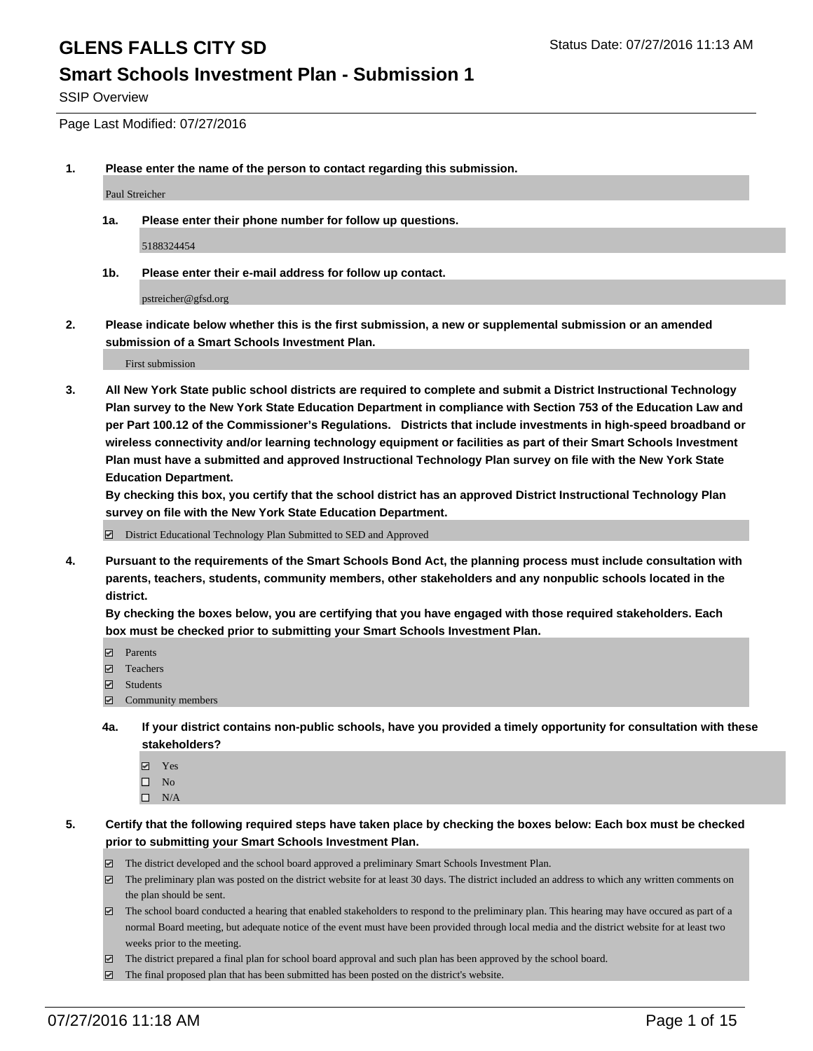# GLENS FALLS CITY SD

Status Date: 07/27/2016 11:13 AM

## Smart Schools Investment Plan - Submission 1

SSIP Overview

Page Last Modified: 07/27/2016

1. **Please enter the name of the person to contact regarding this submission.**

   Paul Streicher

   1a. **Please enter their phone number for follow up questions.**

   5188324454

   1b. **Please enter their e-mail address for follow up contact.**

   pstreicher@gfsd.org

2. **Please indicate below whether this is the first submission, a new or supplemental submission or an amended submission of a Smart Schools Investment Plan.**

   First submission

3. **All New York State public school districts are required to complete and submit a District Instructional Technology Plan survey to the New York State Education Department in compliance with Section 753 of the Education Law and per Part 100.12 of the Commissioner's Regulations. Districts that include investments in high-speed broadband or wireless connectivity and/or learning technology equipment or facilities as part of their Smart Schools Investment Plan must have a submitted and approved Instructional Technology Plan survey on file with the New York State Education Department.**
   **By checking this box, you certify that the school district has an approved District Instructional Technology Plan survey on file with the New York State Education Department.**

   ☑ District Educational Technology Plan Submitted to SED and Approved

4. **Pursuant to the requirements of the Smart Schools Bond Act, the planning process must include consultation with parents, teachers, students, community members, other stakeholders and any nonpublic schools located in the district.**
   **By checking the boxes below, you are certifying that you have engaged with those required stakeholders. Each box must be checked prior to submitting your Smart Schools Investment Plan.**

   ☑ Parents
   ☑ Teachers
   ☑ Students
   ☑ Community members

   4a. **If your district contains non-public schools, have you provided a timely opportunity for consultation with these stakeholders?**

   ☑ Yes
   ☐ No
   ☐ N/A

5. **Certify that the following required steps have taken place by checking the boxes below: Each box must be checked prior to submitting your Smart Schools Investment Plan.**

   ☑ The district developed and the school board approved a preliminary Smart Schools Investment Plan.
   ☑ The preliminary plan was posted on the district website for at least 30 days. The district included an address to which any written comments on the plan should be sent.
   ☑ The school board conducted a hearing that enabled stakeholders to respond to the preliminary plan. This hearing may have occured as part of a normal Board meeting, but adequate notice of the event must have been provided through local media and the district website for at least two weeks prior to the meeting.
   ☑ The district prepared a final plan for school board approval and such plan has been approved by the school board.
   ☑ The final proposed plan that has been submitted has been posted on the district's website.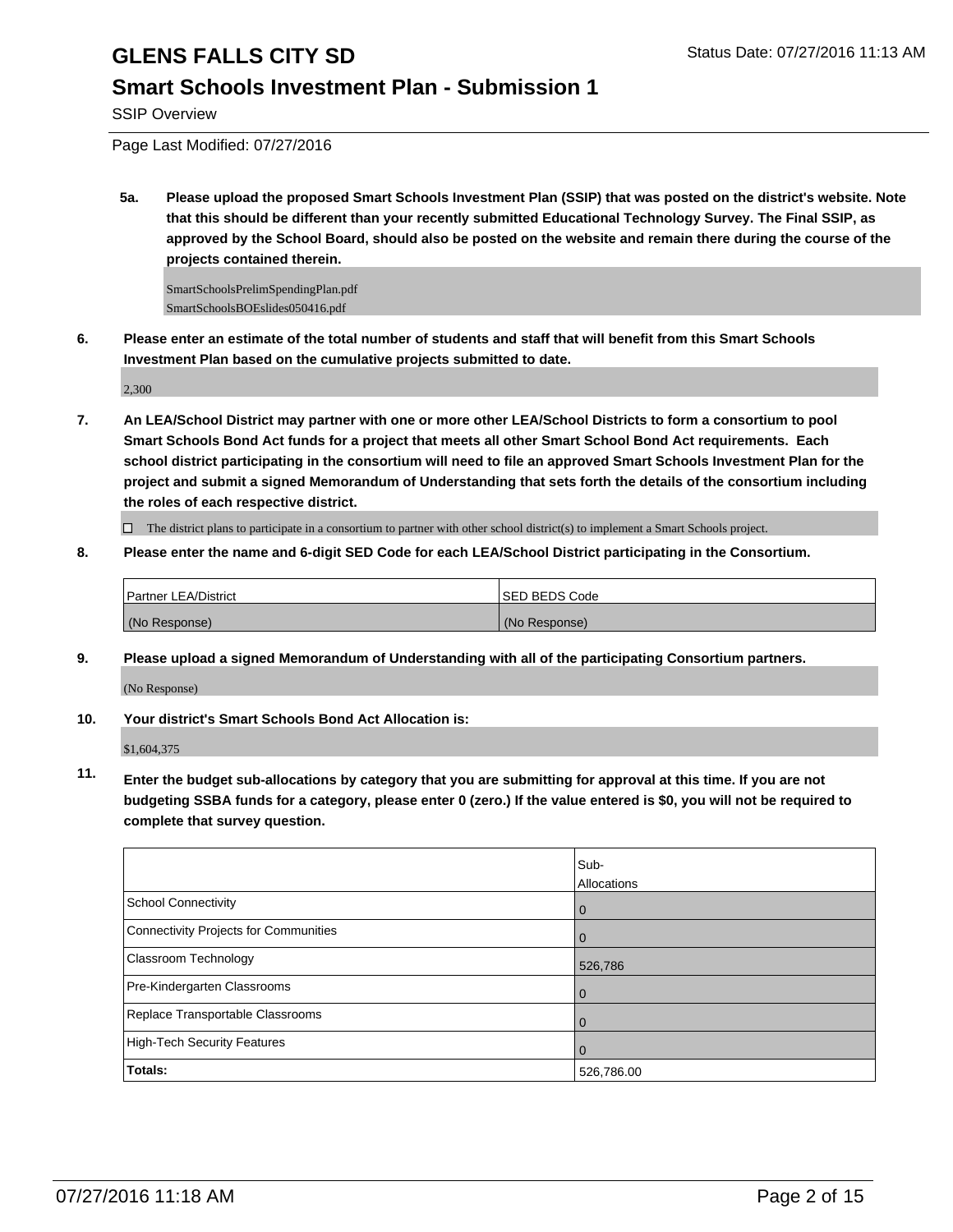# GLENS FALLS CITY SD

Status Date: 07/27/2016 11:13 AM

## Smart Schools Investment Plan - Submission 1

SSIP Overview

Page Last Modified: 07/27/2016

**5a. Please upload the proposed Smart Schools Investment Plan (SSIP) that was posted on the district's website. Note that this should be different than your recently submitted Educational Technology Survey. The Final SSIP, as approved by the School Board, should also be posted on the website and remain there during the course of the projects contained therein.**

SmartSchoolsPrelimSpendingPlan.pdf
SmartSchoolsBOEslides050416.pdf

**6. Please enter an estimate of the total number of students and staff that will benefit from this Smart Schools Investment Plan based on the cumulative projects submitted to date.**

2,300

**7. An LEA/School District may partner with one or more other LEA/School Districts to form a consortium to pool Smart Schools Bond Act funds for a project that meets all other Smart School Bond Act requirements. Each school district participating in the consortium will need to file an approved Smart Schools Investment Plan for the project and submit a signed Memorandum of Understanding that sets forth the details of the consortium including the roles of each respective district.**

☐ The district plans to participate in a consortium to partner with other school district(s) to implement a Smart Schools project.

**8. Please enter the name and 6-digit SED Code for each LEA/School District participating in the Consortium.**

| Partner LEA/District | SED BEDS Code |
|---|---|
| (No Response) | (No Response) |

**9. Please upload a signed Memorandum of Understanding with all of the participating Consortium partners.**

(No Response)

**10. Your district's Smart Schools Bond Act Allocation is:**

$1,604,375

**11. Enter the budget sub-allocations by category that you are submitting for approval at this time. If you are not budgeting SSBA funds for a category, please enter 0 (zero.) If the value entered is $0, you will not be required to complete that survey question.**

| | Sub-Allocations |
|---|---|
| School Connectivity | 0 |
| Connectivity Projects for Communities | 0 |
| Classroom Technology | 526,786 |
| Pre-Kindergarten Classrooms | 0 |
| Replace Transportable Classrooms | 0 |
| High-Tech Security Features | 0 |
| **Totals:** | 526,786.00 |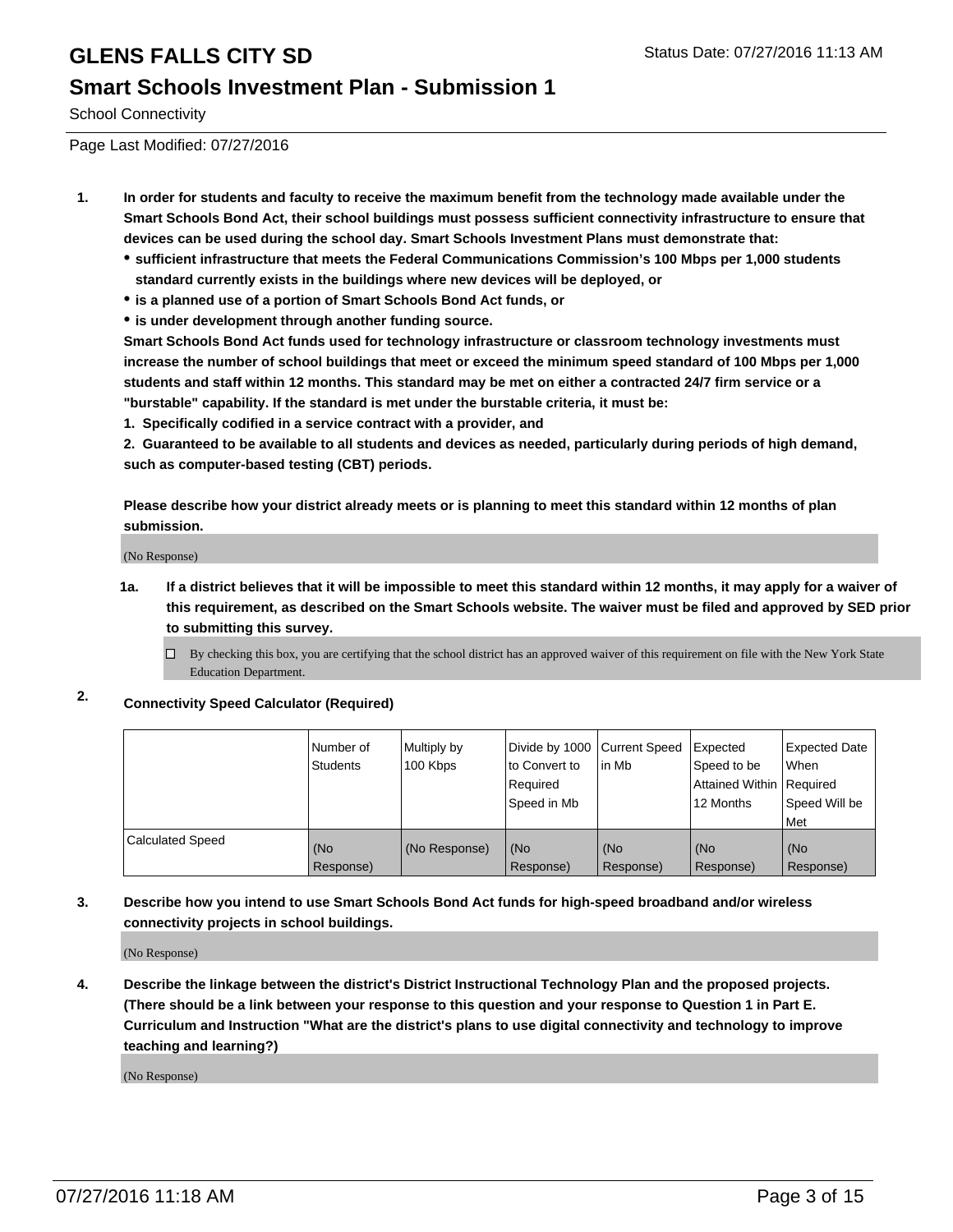## School Connectivity

1. **In order for students and faculty to receive the maximum benefit from the technology made available under the Smart Schools Bond Act, their school buildings must possess sufficient connectivity infrastructure to ensure that devices can be used during the school day. Smart Schools Investment Plans must demonstrate that:**
   - **sufficient infrastructure that meets the Federal Communications Commission's 100 Mbps per 1,000 students standard currently exists in the buildings where new devices will be deployed, or**
   - **is a planned use of a portion of Smart Schools Bond Act funds, or**
   - **is under development through another funding source.**

   **Smart Schools Bond Act funds used for technology infrastructure or classroom technology investments must increase the number of school buildings that meet or exceed the minimum speed standard of 100 Mbps per 1,000 students and staff within 12 months. This standard may be met on either a contracted 24/7 firm service or a "burstable" capability. If the standard is met under the burstable criteria, it must be:**

   **1. Specifically codified in a service contract with a provider, and**

   **2. Guaranteed to be available to all students and devices as needed, particularly during periods of high demand, such as computer-based testing (CBT) periods.**

   **Please describe how your district already meets or is planning to meet this standard within 12 months of plan submission.**

   (No Response)

   **1a. If a district believes that it will be impossible to meet this standard within 12 months, it may apply for a waiver of this requirement, as described on the Smart Schools website. The waiver must be filed and approved by SED prior to submitting this survey.**

   ☐ By checking this box, you are certifying that the school district has an approved waiver of this requirement on file with the New York State Education Department.

2. **Connectivity Speed Calculator (Required)**

|  | Number of Students | Multiply by 100 Kbps | Divide by 1000 to Convert to Required Speed in Mb | Current Speed in Mb | Expected Speed to be Attained Within 12 Months | Expected Date When Required Speed Will be Met |
|---|---|---|---|---|---|---|
| Calculated Speed | (No Response) | (No Response) | (No Response) | (No Response) | (No Response) | (No Response) |

3. **Describe how you intend to use Smart Schools Bond Act funds for high-speed broadband and/or wireless connectivity projects in school buildings.**

   (No Response)

4. **Describe the linkage between the district's District Instructional Technology Plan and the proposed projects. (There should be a link between your response to this question and your response to Question 1 in Part E. Curriculum and Instruction "What are the district's plans to use digital connectivity and technology to improve teaching and learning?)**

   (No Response)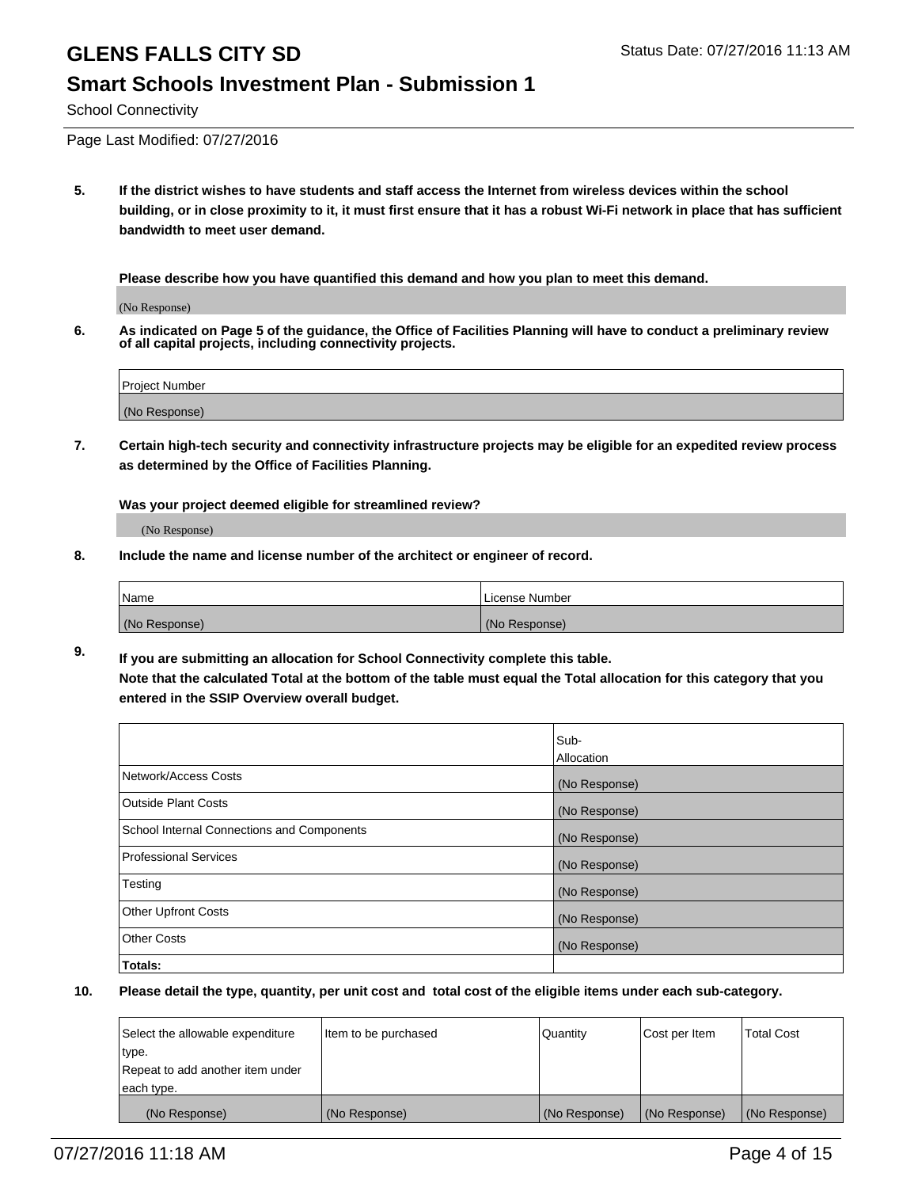# GLENS FALLS CITY SD

Status Date: 07/27/2016 11:13 AM

## Smart Schools Investment Plan - Submission 1

School Connectivity

Page Last Modified: 07/27/2016

**5. If the district wishes to have students and staff access the Internet from wireless devices within the school building, or in close proximity to it, it must first ensure that it has a robust Wi-Fi network in place that has sufficient bandwidth to meet user demand.**

**Please describe how you have quantified this demand and how you plan to meet this demand.**

(No Response)

**6. As indicated on Page 5 of the guidance, the Office of Facilities Planning will have to conduct a preliminary review of all capital projects, including connectivity projects.**

| Project Number |
|---|
| (No Response) |

**7. Certain high-tech security and connectivity infrastructure projects may be eligible for an expedited review process as determined by the Office of Facilities Planning.**

**Was your project deemed eligible for streamlined review?**

(No Response)

**8. Include the name and license number of the architect or engineer of record.**

| Name | License Number |
|---|---|
| (No Response) | (No Response) |

**9. If you are submitting an allocation for School Connectivity complete this table.**
**Note that the calculated Total at the bottom of the table must equal the Total allocation for this category that you entered in the SSIP Overview overall budget.**

| | Sub-Allocation |
|---|---|
| Network/Access Costs | (No Response) |
| Outside Plant Costs | (No Response) |
| School Internal Connections and Components | (No Response) |
| Professional Services | (No Response) |
| Testing | (No Response) |
| Other Upfront Costs | (No Response) |
| Other Costs | (No Response) |
| **Totals:** | |

**10. Please detail the type, quantity, per unit cost and total cost of the eligible items under each sub-category.**

| Select the allowable expenditure type. Repeat to add another item under each type. | Item to be purchased | Quantity | Cost per Item | Total Cost |
|---|---|---|---|---|
| (No Response) | (No Response) | (No Response) | (No Response) | (No Response) |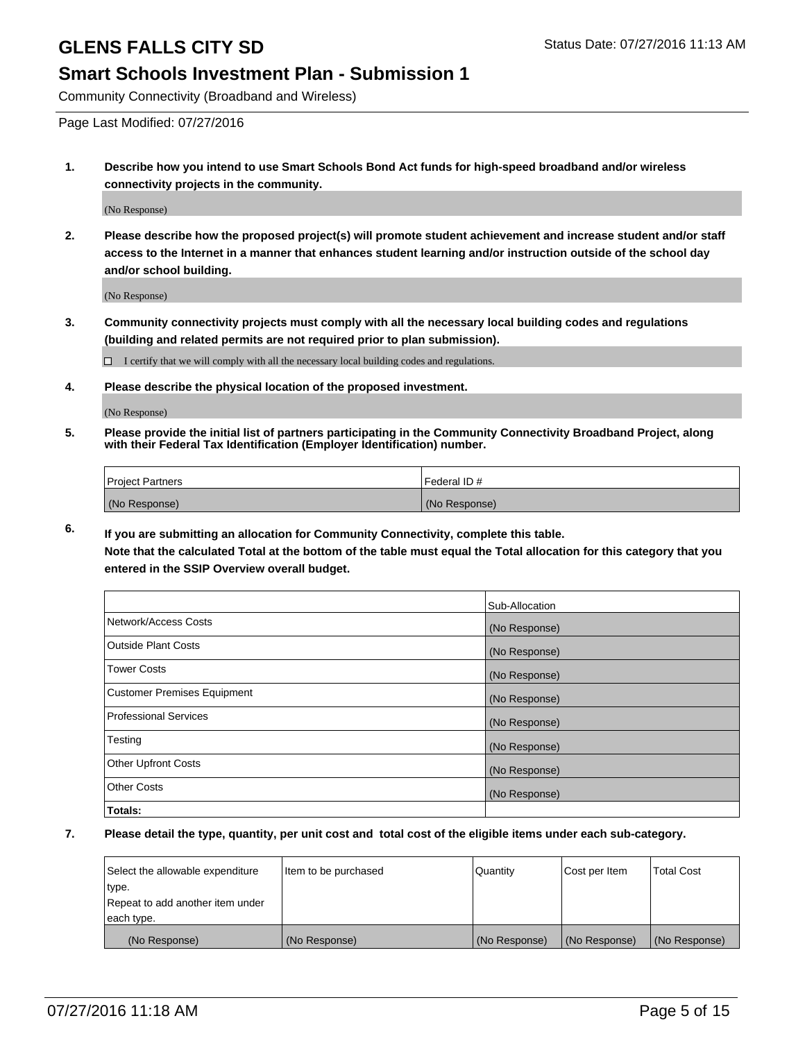# GLENS FALLS CITY SD

Status Date: 07/27/2016 11:13 AM

## Smart Schools Investment Plan - Submission 1

Community Connectivity (Broadband and Wireless)

Page Last Modified: 07/27/2016

**1. Describe how you intend to use Smart Schools Bond Act funds for high-speed broadband and/or wireless connectivity projects in the community.**

(No Response)

**2. Please describe how the proposed project(s) will promote student achievement and increase student and/or staff access to the Internet in a manner that enhances student learning and/or instruction outside of the school day and/or school building.**

(No Response)

**3. Community connectivity projects must comply with all the necessary local building codes and regulations (building and related permits are not required prior to plan submission).**

☐ I certify that we will comply with all the necessary local building codes and regulations.

**4. Please describe the physical location of the proposed investment.**

(No Response)

**5. Please provide the initial list of partners participating in the Community Connectivity Broadband Project, along with their Federal Tax Identification (Employer Identification) number.**

| Project Partners | Federal ID # |
|---|---|
| (No Response) | (No Response) |

**6. If you are submitting an allocation for Community Connectivity, complete this table.**
**Note that the calculated Total at the bottom of the table must equal the Total allocation for this category that you entered in the SSIP Overview overall budget.**

| | Sub-Allocation |
|---|---|
| Network/Access Costs | (No Response) |
| Outside Plant Costs | (No Response) |
| Tower Costs | (No Response) |
| Customer Premises Equipment | (No Response) |
| Professional Services | (No Response) |
| Testing | (No Response) |
| Other Upfront Costs | (No Response) |
| Other Costs | (No Response) |
| **Totals:** | |

**7. Please detail the type, quantity, per unit cost and total cost of the eligible items under each sub-category.**

| Select the allowable expenditure type. Repeat to add another item under each type. | Item to be purchased | Quantity | Cost per Item | Total Cost |
|---|---|---|---|---|
| (No Response) | (No Response) | (No Response) | (No Response) | (No Response) |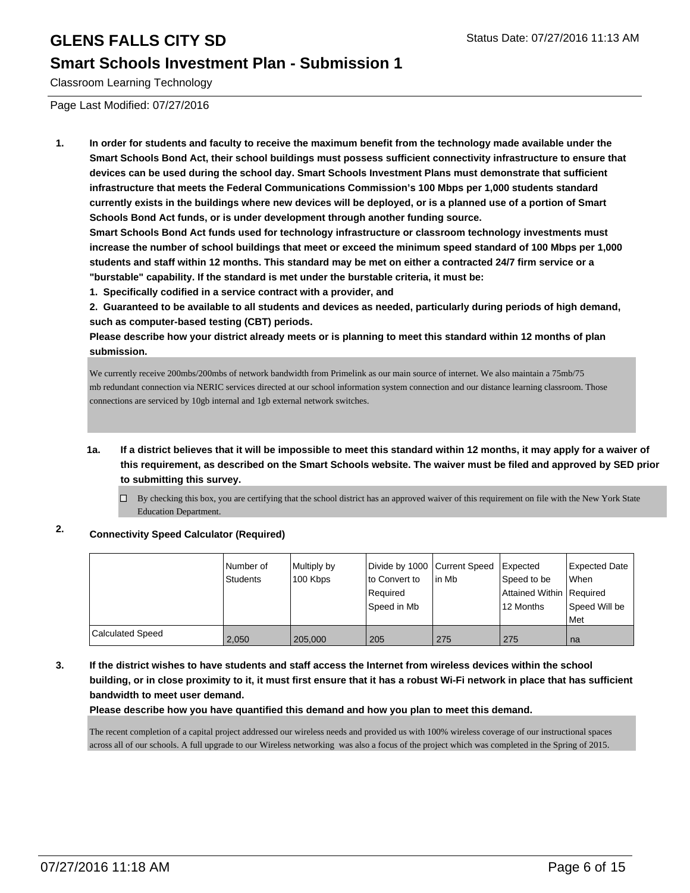# GLENS FALLS CITY SD

Status Date: 07/27/2016 11:13 AM

## Smart Schools Investment Plan - Submission 1

Classroom Learning Technology

Page Last Modified: 07/27/2016

1. **In order for students and faculty to receive the maximum benefit from the technology made available under the Smart Schools Bond Act, their school buildings must possess sufficient connectivity infrastructure to ensure that devices can be used during the school day. Smart Schools Investment Plans must demonstrate that sufficient infrastructure that meets the Federal Communications Commission's 100 Mbps per 1,000 students standard currently exists in the buildings where new devices will be deployed, or is a planned use of a portion of Smart Schools Bond Act funds, or is under development through another funding source.**

   **Smart Schools Bond Act funds used for technology infrastructure or classroom technology investments must increase the number of school buildings that meet or exceed the minimum speed standard of 100 Mbps per 1,000 students and staff within 12 months. This standard may be met on either a contracted 24/7 firm service or a "burstable" capability. If the standard is met under the burstable criteria, it must be:**

   **1. Specifically codified in a service contract with a provider, and**

   **2. Guaranteed to be available to all students and devices as needed, particularly during periods of high demand, such as computer-based testing (CBT) periods.**

   **Please describe how your district already meets or is planning to meet this standard within 12 months of plan submission.**

   We currently receive 200mbs/200mbs of network bandwidth from Primelink as our main source of internet. We also maintain a 75mb/75 mb redundant connection via NERIC services directed at our school information system connection and our distance learning classroom. Those connections are serviced by 10gb internal and 1gb external network switches.

   **1a. If a district believes that it will be impossible to meet this standard within 12 months, it may apply for a waiver of this requirement, as described on the Smart Schools website. The waiver must be filed and approved by SED prior to submitting this survey.**

   ☐ By checking this box, you are certifying that the school district has an approved waiver of this requirement on file with the New York State Education Department.

2. **Connectivity Speed Calculator (Required)**

| | Number of Students | Multiply by 100 Kbps | Divide by 1000 to Convert to Required Speed in Mb | Current Speed in Mb | Expected Speed to be Attained Within 12 Months | Expected Date When Required Speed Will be Met |
|---|---|---|---|---|---|---|
| Calculated Speed | 2,050 | 205,000 | 205 | 275 | 275 | na |

3. **If the district wishes to have students and staff access the Internet from wireless devices within the school building, or in close proximity to it, it must first ensure that it has a robust Wi-Fi network in place that has sufficient bandwidth to meet user demand.**

   **Please describe how you have quantified this demand and how you plan to meet this demand.**

   The recent completion of a capital project addressed our wireless needs and provided us with 100% wireless coverage of our instructional spaces across all of our schools. A full upgrade to our Wireless networking was also a focus of the project which was completed in the Spring of 2015.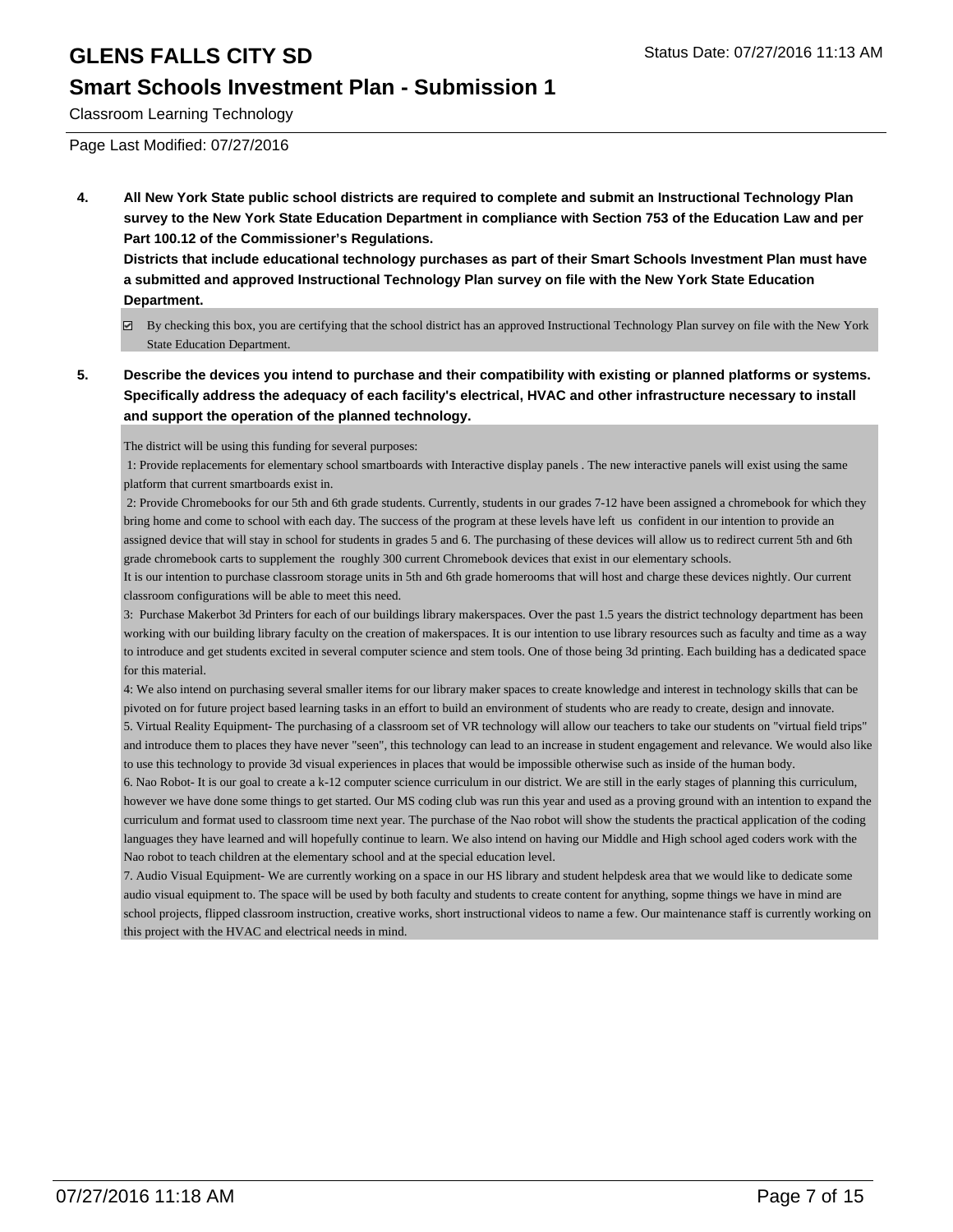# GLENS FALLS CITY SD

Status Date: 07/27/2016 11:13 AM

## Smart Schools Investment Plan - Submission 1

Classroom Learning Technology

Page Last Modified: 07/27/2016

**4. All New York State public school districts are required to complete and submit an Instructional Technology Plan survey to the New York State Education Department in compliance with Section 753 of the Education Law and per Part 100.12 of the Commissioner's Regulations.**

**Districts that include educational technology purchases as part of their Smart Schools Investment Plan must have a submitted and approved Instructional Technology Plan survey on file with the New York State Education Department.**

☑ By checking this box, you are certifying that the school district has an approved Instructional Technology Plan survey on file with the New York State Education Department.

**5. Describe the devices you intend to purchase and their compatibility with existing or planned platforms or systems. Specifically address the adequacy of each facility's electrical, HVAC and other infrastructure necessary to install and support the operation of the planned technology.**

The district will be using this funding for several purposes:

1: Provide replacements for elementary school smartboards with Interactive display panels . The new interactive panels will exist using the same platform that current smartboards exist in.

2: Provide Chromebooks for our 5th and 6th grade students. Currently, students in our grades 7-12 have been assigned a chromebook for which they bring home and come to school with each day. The success of the program at these levels have left us confident in our intention to provide an assigned device that will stay in school for students in grades 5 and 6. The purchasing of these devices will allow us to redirect current 5th and 6th grade chromebook carts to supplement the roughly 300 current Chromebook devices that exist in our elementary schools.

It is our intention to purchase classroom storage units in 5th and 6th grade homerooms that will host and charge these devices nightly. Our current classroom configurations will be able to meet this need.

3: Purchase Makerbot 3d Printers for each of our buildings library makerspaces. Over the past 1.5 years the district technology department has been working with our building library faculty on the creation of makerspaces. It is our intention to use library resources such as faculty and time as a way to introduce and get students excited in several computer science and stem tools. One of those being 3d printing. Each building has a dedicated space for this material.

4: We also intend on purchasing several smaller items for our library maker spaces to create knowledge and interest in technology skills that can be pivoted on for future project based learning tasks in an effort to build an environment of students who are ready to create, design and innovate.

5. Virtual Reality Equipment- The purchasing of a classroom set of VR technology will allow our teachers to take our students on "virtual field trips" and introduce them to places they have never "seen", this technology can lead to an increase in student engagement and relevance. We would also like to use this technology to provide 3d visual experiences in places that would be impossible otherwise such as inside of the human body.

6. Nao Robot- It is our goal to create a k-12 computer science curriculum in our district. We are still in the early stages of planning this curriculum, however we have done some things to get started. Our MS coding club was run this year and used as a proving ground with an intention to expand the curriculum and format used to classroom time next year. The purchase of the Nao robot will show the students the practical application of the coding languages they have learned and will hopefully continue to learn. We also intend on having our Middle and High school aged coders work with the Nao robot to teach children at the elementary school and at the special education level.

7. Audio Visual Equipment- We are currently working on a space in our HS library and student helpdesk area that we would like to dedicate some audio visual equipment to. The space will be used by both faculty and students to create content for anything, sopme things we have in mind are school projects, flipped classroom instruction, creative works, short instructional videos to name a few. Our maintenance staff is currently working on this project with the HVAC and electrical needs in mind.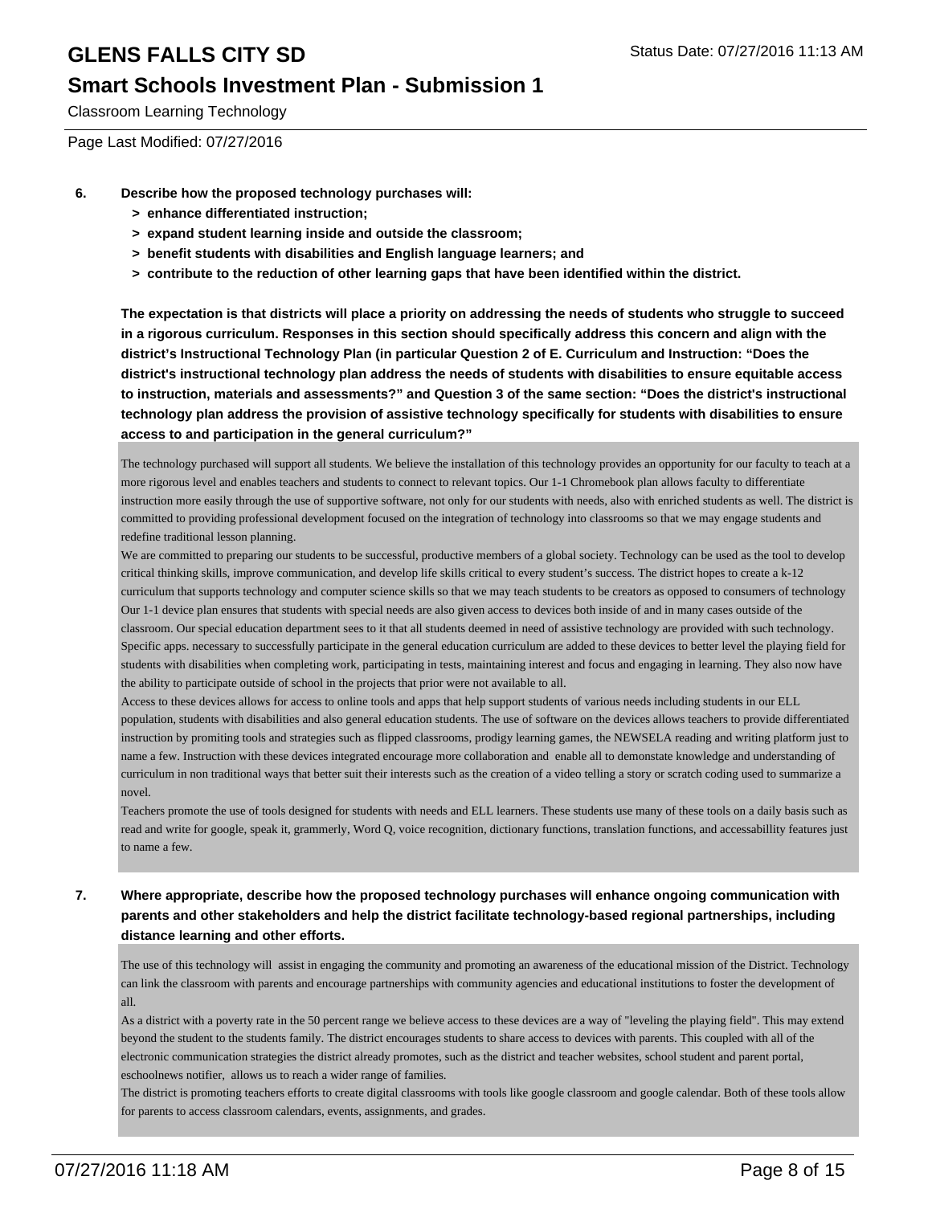# GLENS FALLS CITY SD

## Smart Schools Investment Plan - Submission 1

Classroom Learning Technology

Page Last Modified: 07/27/2016

**6. Describe how the proposed technology purchases will:**
- **> enhance differentiated instruction;**
- **> expand student learning inside and outside the classroom;**
- **> benefit students with disabilities and English language learners; and**
- **> contribute to the reduction of other learning gaps that have been identified within the district.**

**The expectation is that districts will place a priority on addressing the needs of students who struggle to succeed in a rigorous curriculum. Responses in this section should specifically address this concern and align with the district's Instructional Technology Plan (in particular Question 2 of E. Curriculum and Instruction: "Does the district's instructional technology plan address the needs of students with disabilities to ensure equitable access to instruction, materials and assessments?" and Question 3 of the same section: "Does the district's instructional technology plan address the provision of assistive technology specifically for students with disabilities to ensure access to and participation in the general curriculum?"**

The technology purchased will support all students. We believe the installation of this technology provides an opportunity for our faculty to teach at a more rigorous level and enables teachers and students to connect to relevant topics. Our 1-1 Chromebook plan allows faculty to differentiate instruction more easily through the use of supportive software, not only for our students with needs, also with enriched students as well. The district is committed to providing professional development focused on the integration of technology into classrooms so that we may engage students and redefine traditional lesson planning.
We are committed to preparing our students to be successful, productive members of a global society. Technology can be used as the tool to develop critical thinking skills, improve communication, and develop life skills critical to every student's success. The district hopes to create a k-12 curriculum that supports technology and computer science skills so that we may teach students to be creators as opposed to consumers of technology Our 1-1 device plan ensures that students with special needs are also given access to devices both inside of and in many cases outside of the classroom. Our special education department sees to it that all students deemed in need of assistive technology are provided with such technology. Specific apps. necessary to successfully participate in the general education curriculum are added to these devices to better level the playing field for students with disabilities when completing work, participating in tests, maintaining interest and focus and engaging in learning. They also now have the ability to participate outside of school in the projects that prior were not available to all.
Access to these devices allows for access to online tools and apps that help support students of various needs including students in our ELL population, students with disabilities and also general education students. The use of software on the devices allows teachers to provide differentiated instruction by promiting tools and strategies such as flipped classrooms, prodigy learning games, the NEWSELA reading and writing platform just to name a few. Instruction with these devices integrated encourage more collaboration and enable all to demonstate knowledge and understanding of curriculum in non traditional ways that better suit their interests such as the creation of a video telling a story or scratch coding used to summarize a novel.
Teachers promote the use of tools designed for students with needs and ELL learners. These students use many of these tools on a daily basis such as read and write for google, speak it, grammerly, Word Q, voice recognition, dictionary functions, translation functions, and accessabillity features just to name a few.

**7. Where appropriate, describe how the proposed technology purchases will enhance ongoing communication with parents and other stakeholders and help the district facilitate technology-based regional partnerships, including distance learning and other efforts.**

The use of this technology will assist in engaging the community and promoting an awareness of the educational mission of the District. Technology can link the classroom with parents and encourage partnerships with community agencies and educational institutions to foster the development of all.
As a district with a poverty rate in the 50 percent range we believe access to these devices are a way of "leveling the playing field". This may extend beyond the student to the students family. The district encourages students to share access to devices with parents. This coupled with all of the electronic communication strategies the district already promotes, such as the district and teacher websites, school student and parent portal, eschoolnews notifier, allows us to reach a wider range of families.
The district is promoting teachers efforts to create digital classrooms with tools like google classroom and google calendar. Both of these tools allow for parents to access classroom calendars, events, assignments, and grades.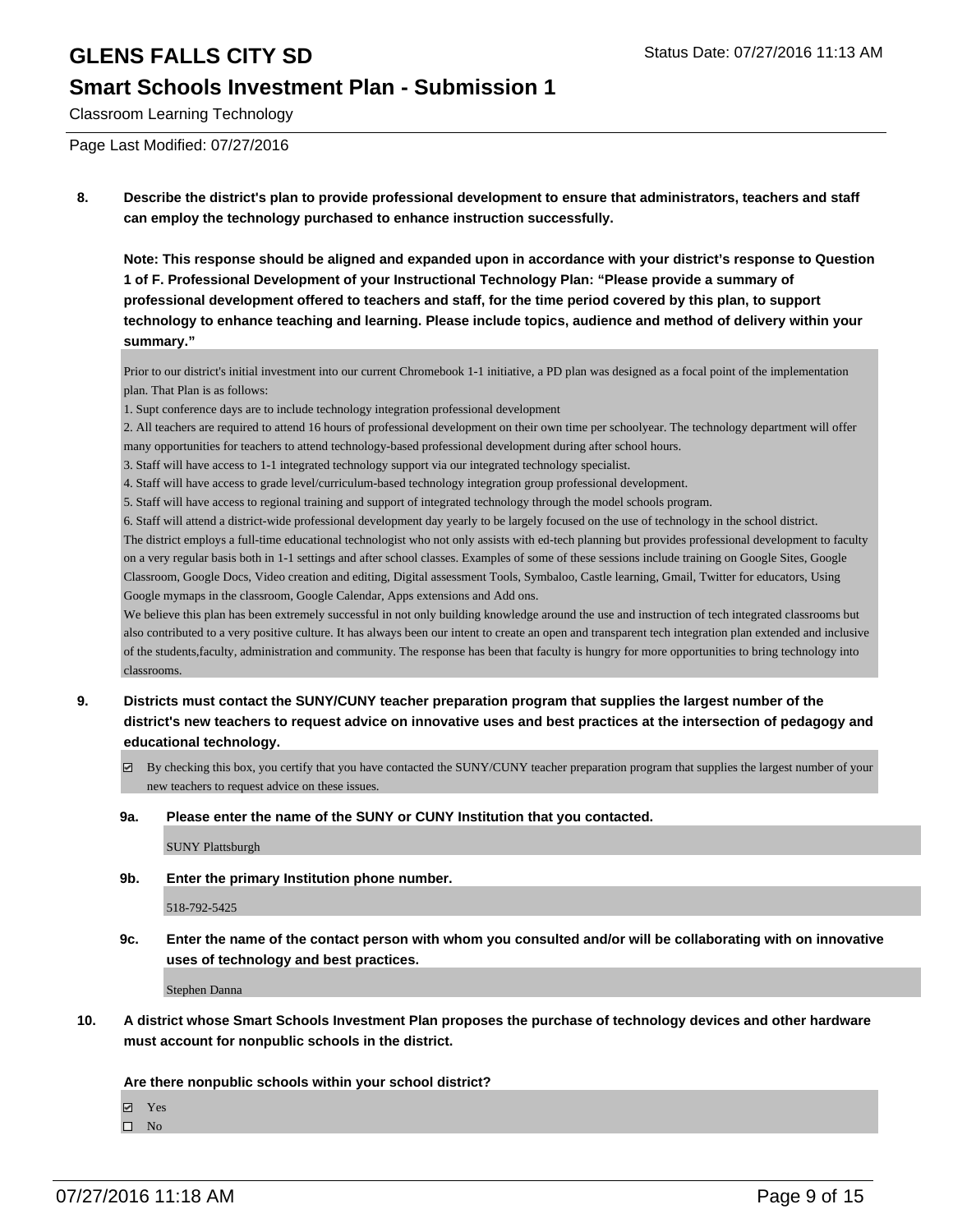# GLENS FALLS CITY SD

## Smart Schools Investment Plan - Submission 1

Classroom Learning Technology

Page Last Modified: 07/27/2016

**8. Describe the district's plan to provide professional development to ensure that administrators, teachers and staff can employ the technology purchased to enhance instruction successfully.**

**Note: This response should be aligned and expanded upon in accordance with your district's response to Question 1 of F. Professional Development of your Instructional Technology Plan: "Please provide a summary of professional development offered to teachers and staff, for the time period covered by this plan, to support technology to enhance teaching and learning. Please include topics, audience and method of delivery within your summary."**

Prior to our district's initial investment into our current Chromebook 1-1 initiative, a PD plan was designed as a focal point of the implementation plan. That Plan is as follows:

1. Supt conference days are to include technology integration professional development
2. All teachers are required to attend 16 hours of professional development on their own time per schoolyear. The technology department will offer many opportunities for teachers to attend technology-based professional development during after school hours.
3. Staff will have access to 1-1 integrated technology support via our integrated technology specialist.
4. Staff will have access to grade level/curriculum-based technology integration group professional development.
5. Staff will have access to regional training and support of integrated technology through the model schools program.
6. Staff will attend a district-wide professional development day yearly to be largely focused on the use of technology in the school district.

The district employs a full-time educational technologist who not only assists with ed-tech planning but provides professional development to faculty on a very regular basis both in 1-1 settings and after school classes. Examples of some of these sessions include training on Google Sites, Google Classroom, Google Docs, Video creation and editing, Digital assessment Tools, Symbaloo, Castle learning, Gmail, Twitter for educators, Using Google mymaps in the classroom, Google Calendar, Apps extensions and Add ons.

We believe this plan has been extremely successful in not only building knowledge around the use and instruction of tech integrated classrooms but also contributed to a very positive culture. It has always been our intent to create an open and transparent tech integration plan extended and inclusive of the students,faculty, administration and community. The response has been that faculty is hungry for more opportunities to bring technology into classrooms.

**9. Districts must contact the SUNY/CUNY teacher preparation program that supplies the largest number of the district's new teachers to request advice on innovative uses and best practices at the intersection of pedagogy and educational technology.**

☑ By checking this box, you certify that you have contacted the SUNY/CUNY teacher preparation program that supplies the largest number of your new teachers to request advice on these issues.

**9a. Please enter the name of the SUNY or CUNY Institution that you contacted.**

SUNY Plattsburgh

**9b. Enter the primary Institution phone number.**

518-792-5425

**9c. Enter the name of the contact person with whom you consulted and/or will be collaborating with on innovative uses of technology and best practices.**

Stephen Danna

**10. A district whose Smart Schools Investment Plan proposes the purchase of technology devices and other hardware must account for nonpublic schools in the district.**

**Are there nonpublic schools within your school district?**

☑ Yes
☐ No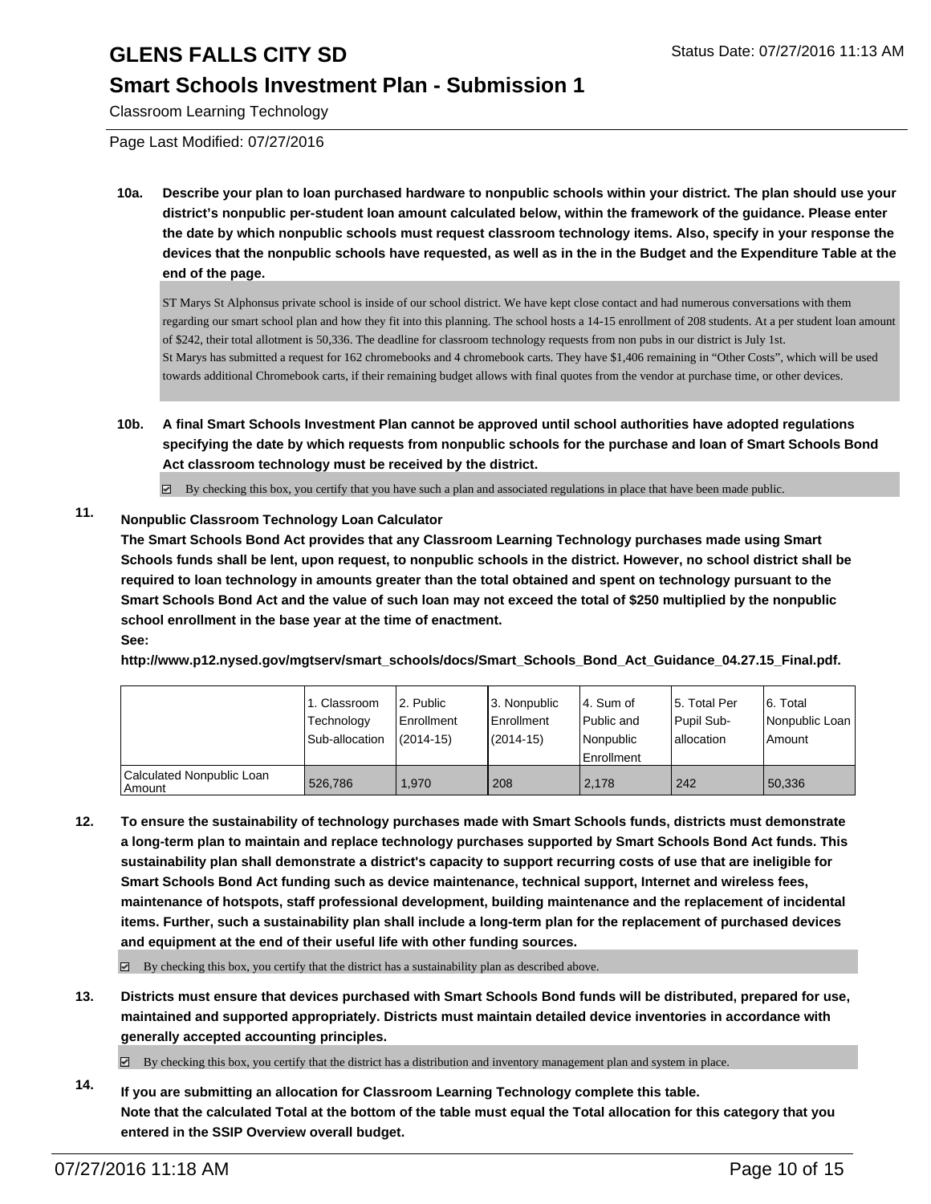**10a. Describe your plan to loan purchased hardware to nonpublic schools within your district. The plan should use your district's nonpublic per-student loan amount calculated below, within the framework of the guidance. Please enter the date by which nonpublic schools must request classroom technology items. Also, specify in your response the devices that the nonpublic schools have requested, as well as in the in the Budget and the Expenditure Table at the end of the page.**

ST Marys St Alphonsus private school is inside of our school district. We have kept close contact and had numerous conversations with them regarding our smart school plan and how they fit into this planning. The school hosts a 14-15 enrollment of 208 students. At a per student loan amount of $242, their total allotment is 50,336. The deadline for classroom technology requests from non pubs in our district is July 1st.
St Marys has submitted a request for 162 chromebooks and 4 chromebook carts. They have $1,406 remaining in "Other Costs", which will be used towards additional Chromebook carts, if their remaining budget allows with final quotes from the vendor at purchase time, or other devices.

**10b. A final Smart Schools Investment Plan cannot be approved until school authorities have adopted regulations specifying the date by which requests from nonpublic schools for the purchase and loan of Smart Schools Bond Act classroom technology must be received by the district.**

☑ By checking this box, you certify that you have such a plan and associated regulations in place that have been made public.

**11. Nonpublic Classroom Technology Loan Calculator**
**The Smart Schools Bond Act provides that any Classroom Learning Technology purchases made using Smart Schools funds shall be lent, upon request, to nonpublic schools in the district. However, no school district shall be required to loan technology in amounts greater than the total obtained and spent on technology pursuant to the Smart Schools Bond Act and the value of such loan may not exceed the total of $250 multiplied by the nonpublic school enrollment in the base year at the time of enactment.**
**See:**
**http://www.p12.nysed.gov/mgtserv/smart_schools/docs/Smart_Schools_Bond_Act_Guidance_04.27.15_Final.pdf.**

| | 1. Classroom Technology Sub-allocation | 2. Public Enrollment (2014-15) | 3. Nonpublic Enrollment (2014-15) | 4. Sum of Public and Nonpublic Enrollment | 5. Total Per Pupil Sub-allocation | 6. Total Nonpublic Loan Amount |
|---|---|---|---|---|---|---|
| Calculated Nonpublic Loan Amount | 526,786 | 1,970 | 208 | 2,178 | 242 | 50,336 |

**12. To ensure the sustainability of technology purchases made with Smart Schools funds, districts must demonstrate a long-term plan to maintain and replace technology purchases supported by Smart Schools Bond Act funds. This sustainability plan shall demonstrate a district's capacity to support recurring costs of use that are ineligible for Smart Schools Bond Act funding such as device maintenance, technical support, Internet and wireless fees, maintenance of hotspots, staff professional development, building maintenance and the replacement of incidental items. Further, such a sustainability plan shall include a long-term plan for the replacement of purchased devices and equipment at the end of their useful life with other funding sources.**

☑ By checking this box, you certify that the district has a sustainability plan as described above.

**13. Districts must ensure that devices purchased with Smart Schools Bond funds will be distributed, prepared for use, maintained and supported appropriately. Districts must maintain detailed device inventories in accordance with generally accepted accounting principles.**

☑ By checking this box, you certify that the district has a distribution and inventory management plan and system in place.

**14. If you are submitting an allocation for Classroom Learning Technology complete this table.**
**Note that the calculated Total at the bottom of the table must equal the Total allocation for this category that you entered in the SSIP Overview overall budget.**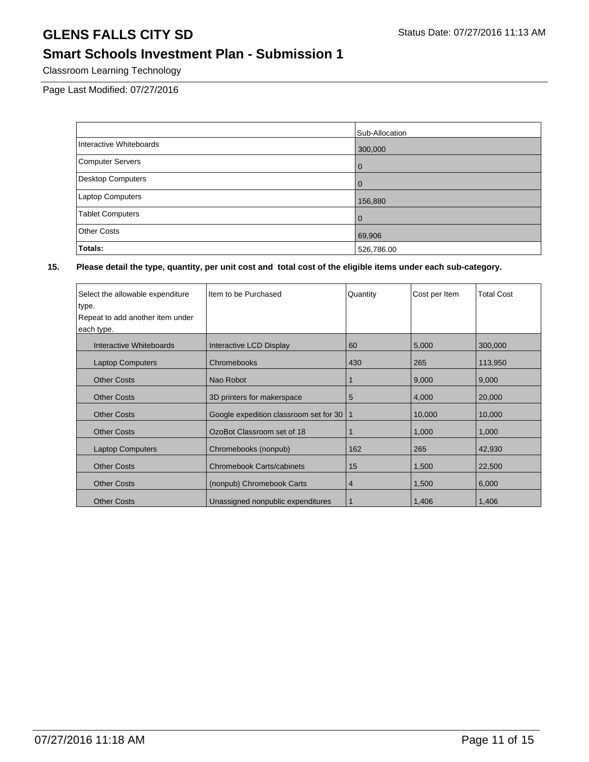# GLENS FALLS CITY SD

## Smart Schools Investment Plan - Submission 1

Classroom Learning Technology

Status Date: 07/27/2016 11:13 AM

Page Last Modified: 07/27/2016

| | Sub-Allocation |
|---|---|
| Interactive Whiteboards | 300,000 |
| Computer Servers | 0 |
| Desktop Computers | 0 |
| Laptop Computers | 156,880 |
| Tablet Computers | 0 |
| Other Costs | 69,906 |
| **Totals:** | 526,786.00 |

**15. Please detail the type, quantity, per unit cost and total cost of the eligible items under each sub-category.**

| Select the allowable expenditure type. Repeat to add another item under each type. | Item to be Purchased | Quantity | Cost per Item | Total Cost |
|---|---|---|---|---|
| Interactive Whiteboards | Interactive LCD Display | 60 | 5,000 | 300,000 |
| Laptop Computers | Chromebooks | 430 | 265 | 113,950 |
| Other Costs | Nao Robot | 1 | 9,000 | 9,000 |
| Other Costs | 3D printers for makerspace | 5 | 4,000 | 20,000 |
| Other Costs | Google expedition classroom set for 30 | 1 | 10,000 | 10,000 |
| Other Costs | OzoBot Classroom set of 18 | 1 | 1,000 | 1,000 |
| Laptop Computers | Chromebooks (nonpub) | 162 | 265 | 42,930 |
| Other Costs | Chromebook Carts/cabinets | 15 | 1,500 | 22,500 |
| Other Costs | (nonpub) Chromebook Carts | 4 | 1,500 | 6,000 |
| Other Costs | Unassigned nonpublic expenditures | 1 | 1,406 | 1,406 |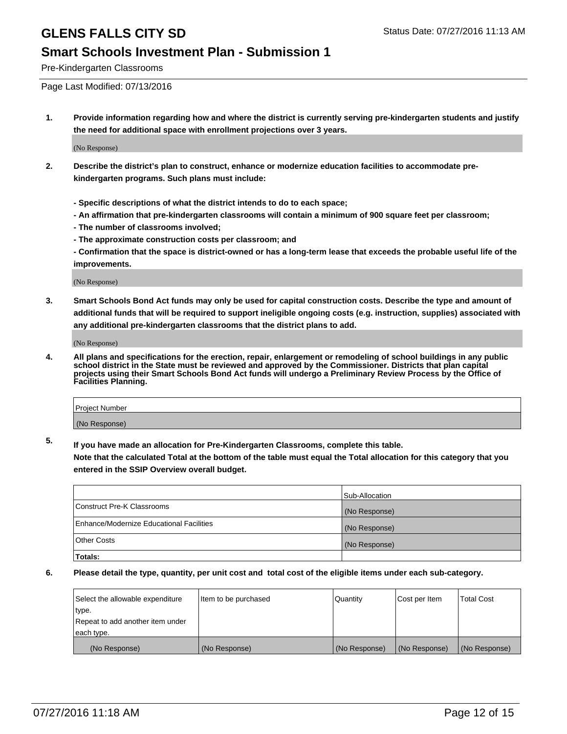# GLENS FALLS CITY SD

Status Date: 07/27/2016 11:13 AM

## Smart Schools Investment Plan - Submission 1

Pre-Kindergarten Classrooms

Page Last Modified: 07/13/2016

1. **Provide information regarding how and where the district is currently serving pre-kindergarten students and justify the need for additional space with enrollment projections over 3 years.**

   (No Response)

2. **Describe the district's plan to construct, enhance or modernize education facilities to accommodate pre-kindergarten programs. Such plans must include:**

   **- Specific descriptions of what the district intends to do to each space;**
   **- An affirmation that pre-kindergarten classrooms will contain a minimum of 900 square feet per classroom;**
   **- The number of classrooms involved;**
   **- The approximate construction costs per classroom; and**
   **- Confirmation that the space is district-owned or has a long-term lease that exceeds the probable useful life of the improvements.**

   (No Response)

3. **Smart Schools Bond Act funds may only be used for capital construction costs. Describe the type and amount of additional funds that will be required to support ineligible ongoing costs (e.g. instruction, supplies) associated with any additional pre-kindergarten classrooms that the district plans to add.**

   (No Response)

4. **All plans and specifications for the erection, repair, enlargement or remodeling of school buildings in any public school district in the State must be reviewed and approved by the Commissioner. Districts that plan capital projects using their Smart Schools Bond Act funds will undergo a Preliminary Review Process by the Office of Facilities Planning.**

| Project Number |
|---|
| (No Response) |

5. **If you have made an allocation for Pre-Kindergarten Classrooms, complete this table.**
   **Note that the calculated Total at the bottom of the table must equal the Total allocation for this category that you entered in the SSIP Overview overall budget.**

| | Sub-Allocation |
|---|---|
| Construct Pre-K Classrooms | (No Response) |
| Enhance/Modernize Educational Facilities | (No Response) |
| Other Costs | (No Response) |
| **Totals:** | |

6. **Please detail the type, quantity, per unit cost and total cost of the eligible items under each sub-category.**

| Select the allowable expenditure type. Repeat to add another item under each type. | Item to be purchased | Quantity | Cost per Item | Total Cost |
|---|---|---|---|---|
| (No Response) | (No Response) | (No Response) | (No Response) | (No Response) |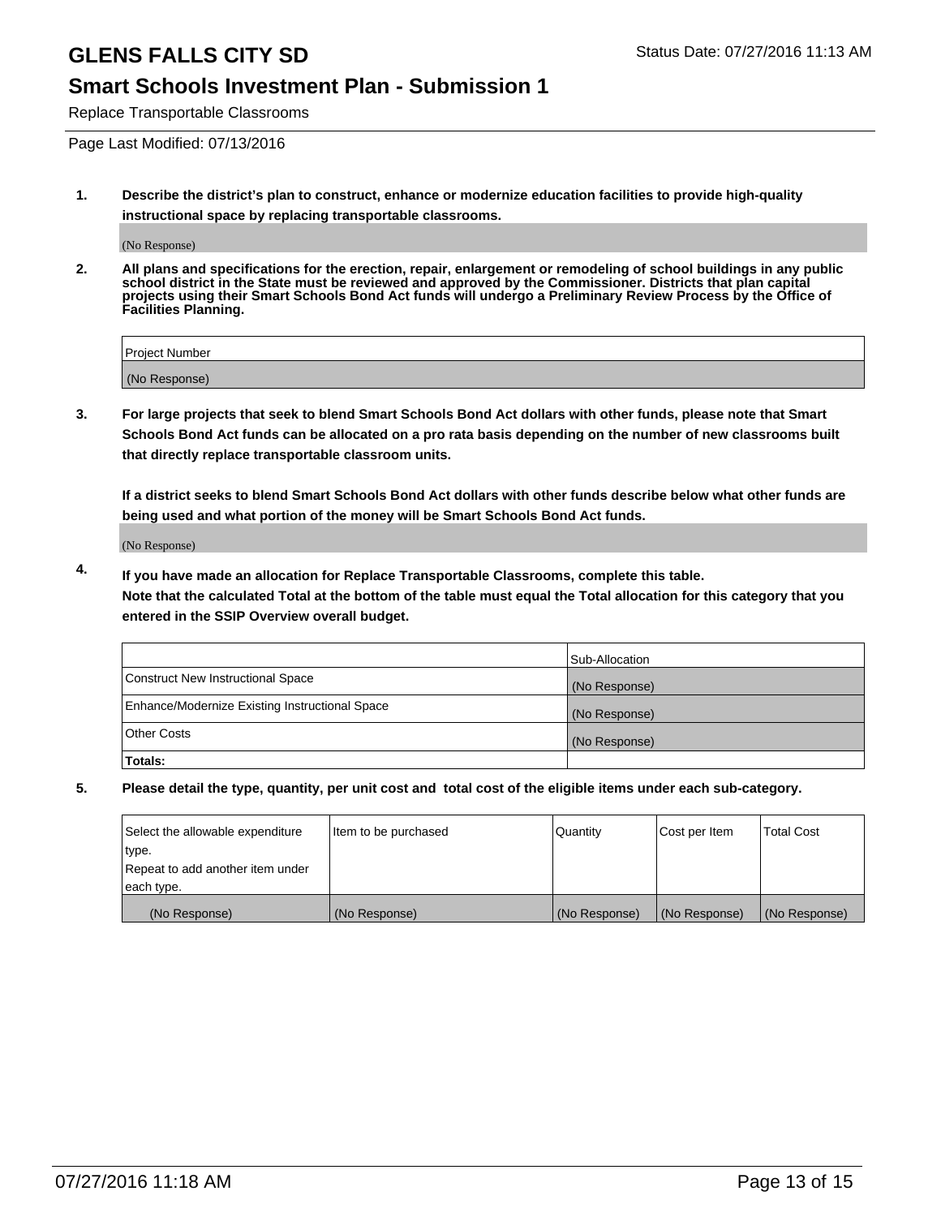# GLENS FALLS CITY SD

Status Date: 07/27/2016 11:13 AM

## Smart Schools Investment Plan - Submission 1

Replace Transportable Classrooms

Page Last Modified: 07/13/2016

**1. Describe the district's plan to construct, enhance or modernize education facilities to provide high-quality instructional space by replacing transportable classrooms.**

(No Response)

**2. All plans and specifications for the erection, repair, enlargement or remodeling of school buildings in any public school district in the State must be reviewed and approved by the Commissioner. Districts that plan capital projects using their Smart Schools Bond Act funds will undergo a Preliminary Review Process by the Office of Facilities Planning.**

| Project Number |
|---|
| (No Response) |

**3. For large projects that seek to blend Smart Schools Bond Act dollars with other funds, please note that Smart Schools Bond Act funds can be allocated on a pro rata basis depending on the number of new classrooms built that directly replace transportable classroom units.**

**If a district seeks to blend Smart Schools Bond Act dollars with other funds describe below what other funds are being used and what portion of the money will be Smart Schools Bond Act funds.**

(No Response)

**4. If you have made an allocation for Replace Transportable Classrooms, complete this table. Note that the calculated Total at the bottom of the table must equal the Total allocation for this category that you entered in the SSIP Overview overall budget.**

| | Sub-Allocation |
|---|---|
| Construct New Instructional Space | (No Response) |
| Enhance/Modernize Existing Instructional Space | (No Response) |
| Other Costs | (No Response) |
| **Totals:** | |

**5. Please detail the type, quantity, per unit cost and total cost of the eligible items under each sub-category.**

| Select the allowable expenditure type. Repeat to add another item under each type. | Item to be purchased | Quantity | Cost per Item | Total Cost |
|---|---|---|---|---|
| (No Response) | (No Response) | (No Response) | (No Response) | (No Response) |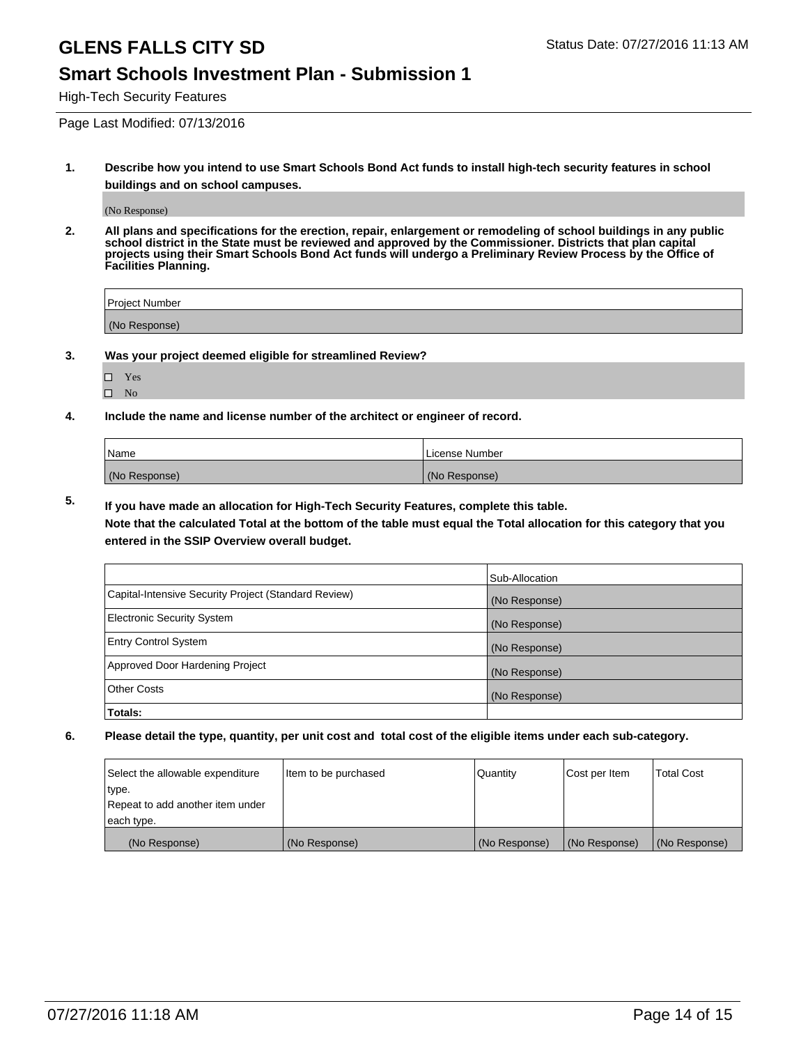# GLENS FALLS CITY SD

Status Date: 07/27/2016 11:13 AM

## Smart Schools Investment Plan - Submission 1

High-Tech Security Features

Page Last Modified: 07/13/2016

**1. Describe how you intend to use Smart Schools Bond Act funds to install high-tech security features in school buildings and on school campuses.**

(No Response)

**2. All plans and specifications for the erection, repair, enlargement or remodeling of school buildings in any public school district in the State must be reviewed and approved by the Commissioner. Districts that plan capital projects using their Smart Schools Bond Act funds will undergo a Preliminary Review Process by the Office of Facilities Planning.**

| Project Number |
|---|
| (No Response) |

**3. Was your project deemed eligible for streamlined Review?**

- ☐ Yes
- ☐ No

**4. Include the name and license number of the architect or engineer of record.**

| Name | License Number |
|---|---|
| (No Response) | (No Response) |

**5. If you have made an allocation for High-Tech Security Features, complete this table.**
**Note that the calculated Total at the bottom of the table must equal the Total allocation for this category that you entered in the SSIP Overview overall budget.**

| | Sub-Allocation |
|---|---|
| Capital-Intensive Security Project (Standard Review) | (No Response) |
| Electronic Security System | (No Response) |
| Entry Control System | (No Response) |
| Approved Door Hardening Project | (No Response) |
| Other Costs | (No Response) |
| **Totals:** | |

**6. Please detail the type, quantity, per unit cost and total cost of the eligible items under each sub-category.**

| Select the allowable expenditure type. Repeat to add another item under each type. | Item to be purchased | Quantity | Cost per Item | Total Cost |
|---|---|---|---|---|
| (No Response) | (No Response) | (No Response) | (No Response) | (No Response) |